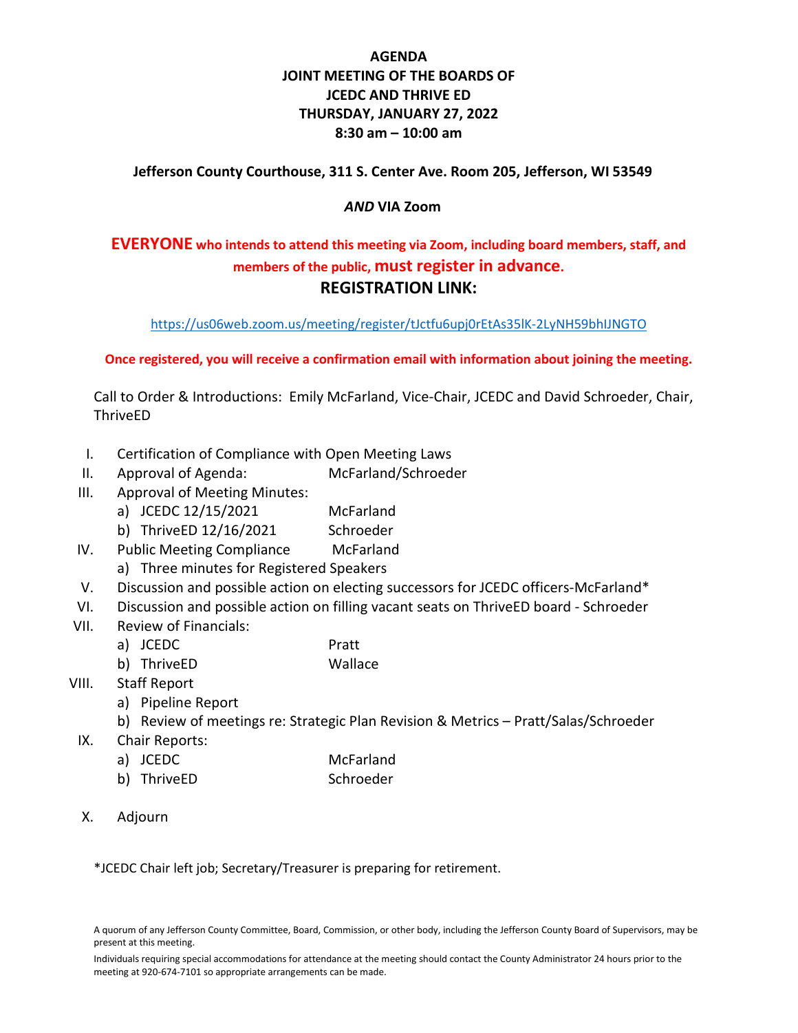# AGENDA
# JOINT MEETING OF THE BOARDS OF JCEDC AND THRIVE ED
# THURSDAY, JANUARY 27, 2022
# 8:30 am – 10:00 am

**Jefferson County Courthouse, 311 S. Center Ave. Room 205, Jefferson, WI 53549**

***AND*** **VIA Zoom**

**EVERYONE who intends to attend this meeting via Zoom, including board members, staff, and members of the public, must register in advance.**

## REGISTRATION LINK:

https://us06web.zoom.us/meeting/register/tJctfu6upj0rEtAs35lK-2LyNH59bhIJNGTO

**Once registered, you will receive a confirmation email with information about joining the meeting.**

Call to Order & Introductions: Emily McFarland, Vice-Chair, JCEDC and David Schroeder, Chair, ThriveED

I. Certification of Compliance with Open Meeting Laws

II. Approval of Agenda: McFarland/Schroeder

III. Approval of Meeting Minutes:
   a) JCEDC 12/15/2021 McFarland
   b) ThriveED 12/16/2021 Schroeder

IV. Public Meeting Compliance McFarland
   a) Three minutes for Registered Speakers

V. Discussion and possible action on electing successors for JCEDC officers-McFarland*

VI. Discussion and possible action on filling vacant seats on ThriveED board - Schroeder

VII. Review of Financials:
   a) JCEDC Pratt
   b) ThriveED Wallace

VIII. Staff Report
   a) Pipeline Report
   b) Review of meetings re: Strategic Plan Revision & Metrics – Pratt/Salas/Schroeder

IX. Chair Reports:
   a) JCEDC McFarland
   b) ThriveED Schroeder

X. Adjourn

*JCEDC Chair left job; Secretary/Treasurer is preparing for retirement.

A quorum of any Jefferson County Committee, Board, Commission, or other body, including the Jefferson County Board of Supervisors, may be present at this meeting.

Individuals requiring special accommodations for attendance at the meeting should contact the County Administrator 24 hours prior to the meeting at 920-674-7101 so appropriate arrangements can be made.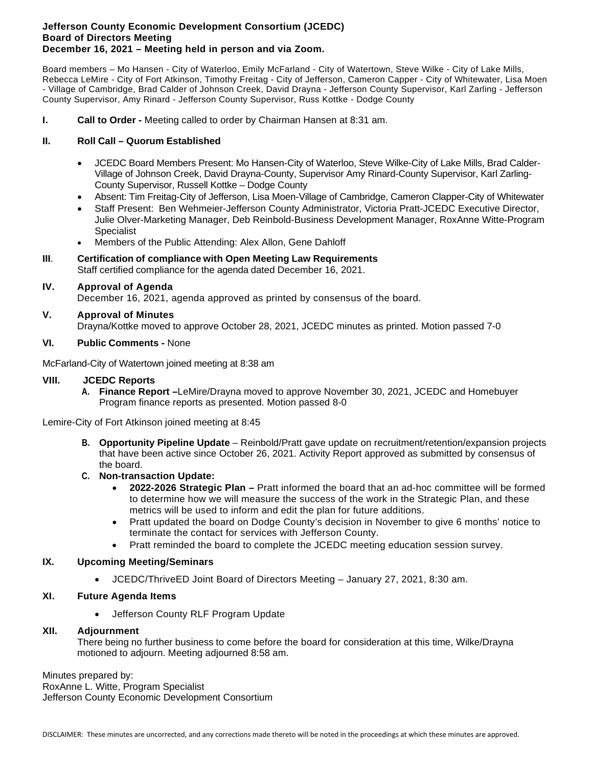**Jefferson County Economic Development Consortium (JCEDC)**
**Board of Directors Meeting**
**December 16, 2021 – Meeting held in person and via Zoom.**

Board members – Mo Hansen - City of Waterloo, Emily McFarland - City of Watertown, Steve Wilke - City of Lake Mills, Rebecca LeMire - City of Fort Atkinson, Timothy Freitag - City of Jefferson, Cameron Capper - City of Whitewater, Lisa Moen - Village of Cambridge, Brad Calder of Johnson Creek, David Drayna - Jefferson County Supervisor, Karl Zarling - Jefferson County Supervisor, Amy Rinard - Jefferson County Supervisor, Russ Kottke - Dodge County

**I. Call to Order -** Meeting called to order by Chairman Hansen at 8:31 am.

**II. Roll Call – Quorum Established**

- JCEDC Board Members Present: Mo Hansen-City of Waterloo, Steve Wilke-City of Lake Mills, Brad Calder-Village of Johnson Creek, David Drayna-County, Supervisor Amy Rinard-County Supervisor, Karl Zarling-County Supervisor, Russell Kottke – Dodge County
- Absent: Tim Freitag-City of Jefferson, Lisa Moen-Village of Cambridge, Cameron Clapper-City of Whitewater
- Staff Present: Ben Wehmeier-Jefferson County Administrator, Victoria Pratt-JCEDC Executive Director, Julie Olver-Marketing Manager, Deb Reinbold-Business Development Manager, RoxAnne Witte-Program Specialist
- Members of the Public Attending: Alex Allon, Gene Dahloff

**III. Certification of compliance with Open Meeting Law Requirements**
Staff certified compliance for the agenda dated December 16, 2021.

**IV. Approval of Agenda**
December 16, 2021, agenda approved as printed by consensus of the board.

**V. Approval of Minutes**
Drayna/Kottke moved to approve October 28, 2021, JCEDC minutes as printed. Motion passed 7-0

**VI. Public Comments -** None

McFarland-City of Watertown joined meeting at 8:38 am

**VIII. JCEDC Reports**

**A. Finance Report –**LeMire/Drayna moved to approve November 30, 2021, JCEDC and Homebuyer Program finance reports as presented. Motion passed 8-0

Lemire-City of Fort Atkinson joined meeting at 8:45

**B. Opportunity Pipeline Update** – Reinbold/Pratt gave update on recruitment/retention/expansion projects that have been active since October 26, 2021. Activity Report approved as submitted by consensus of the board.

**C. Non-transaction Update:**

- **2022-2026 Strategic Plan –** Pratt informed the board that an ad-hoc committee will be formed to determine how we will measure the success of the work in the Strategic Plan, and these metrics will be used to inform and edit the plan for future additions.
- Pratt updated the board on Dodge County's decision in November to give 6 months' notice to terminate the contact for services with Jefferson County.
- Pratt reminded the board to complete the JCEDC meeting education session survey.

**IX. Upcoming Meeting/Seminars**

- JCEDC/ThriveED Joint Board of Directors Meeting – January 27, 2021, 8:30 am.

**XI. Future Agenda Items**

- Jefferson County RLF Program Update

**XII. Adjournment**
There being no further business to come before the board for consideration at this time, Wilke/Drayna motioned to adjourn. Meeting adjourned 8:58 am.

Minutes prepared by:
RoxAnne L. Witte, Program Specialist
Jefferson County Economic Development Consortium

DISCLAIMER: These minutes are uncorrected, and any corrections made thereto will be noted in the proceedings at which these minutes are approved.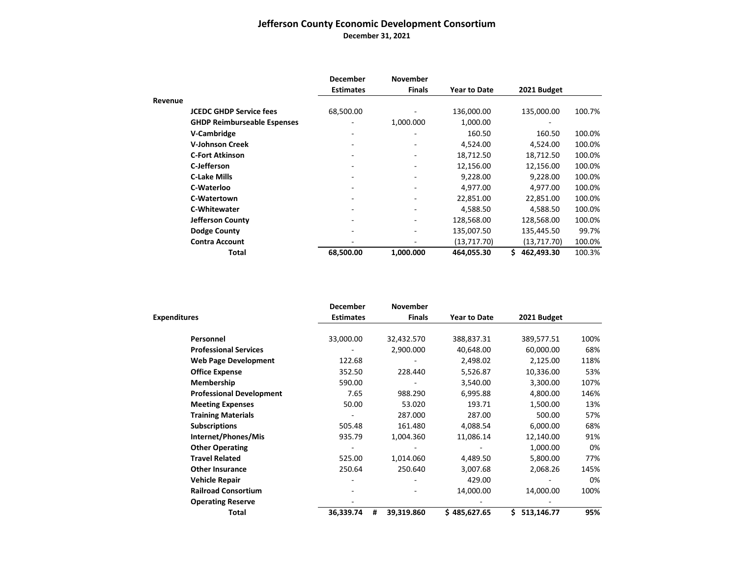# Jefferson County Economic Development Consortium

**December 31, 2021**

| Revenue | December Estimates | November Finals | Year to Date | 2021 Budget | |
|---|---|---|---|---|---|
| **JCEDC GHDP Service fees** | 68,500.00 | - | 136,000.00 | 135,000.00 | 100.7% |
| **GHDP Reimburseable Espenses** | - | 1,000.000 | 1,000.00 | - | |
| **V-Cambridge** | - | - | 160.50 | 160.50 | 100.0% |
| **V-Johnson Creek** | - | - | 4,524.00 | 4,524.00 | 100.0% |
| **C-Fort Atkinson** | - | - | 18,712.50 | 18,712.50 | 100.0% |
| **C-Jefferson** | - | - | 12,156.00 | 12,156.00 | 100.0% |
| **C-Lake Mills** | - | - | 9,228.00 | 9,228.00 | 100.0% |
| **C-Waterloo** | - | - | 4,977.00 | 4,977.00 | 100.0% |
| **C-Watertown** | - | - | 22,851.00 | 22,851.00 | 100.0% |
| **C-Whitewater** | - | - | 4,588.50 | 4,588.50 | 100.0% |
| **Jefferson County** | - | - | 128,568.00 | 128,568.00 | 100.0% |
| **Dodge County** | - | - | 135,007.50 | 135,445.50 | 99.7% |
| **Contra Account** | - | - | (13,717.70) | (13,717.70) | 100.0% |
| **Total** | **68,500.00** | **1,000.000** | **464,055.30** | **$ 462,493.30** | 100.3% |

| Expenditures | December Estimates | November Finals | Year to Date | 2021 Budget | |
|---|---|---|---|---|---|
| **Personnel** | 33,000.00 | 32,432.570 | 388,837.31 | 389,577.51 | 100% |
| **Professional Services** | - | 2,900.000 | 40,648.00 | 60,000.00 | 68% |
| **Web Page Development** | 122.68 | - | 2,498.02 | 2,125.00 | 118% |
| **Office Expense** | 352.50 | 228.440 | 5,526.87 | 10,336.00 | 53% |
| **Membership** | 590.00 | - | 3,540.00 | 3,300.00 | 107% |
| **Professional Development** | 7.65 | 988.290 | 6,995.88 | 4,800.00 | 146% |
| **Meeting Expenses** | 50.00 | 53.020 | 193.71 | 1,500.00 | 13% |
| **Training Materials** | - | 287.000 | 287.00 | 500.00 | 57% |
| **Subscriptions** | 505.48 | 161.480 | 4,088.54 | 6,000.00 | 68% |
| **Internet/Phones/Mis** | 935.79 | 1,004.360 | 11,086.14 | 12,140.00 | 91% |
| **Other Operating** | - | - | - | 1,000.00 | 0% |
| **Travel Related** | 525.00 | 1,014.060 | 4,489.50 | 5,800.00 | 77% |
| **Other Insurance** | 250.64 | 250.640 | 3,007.68 | 2,068.26 | 145% |
| **Vehicle Repair** | - | - | 429.00 | - | 0% |
| **Railroad Consortium** | - | - | 14,000.00 | 14,000.00 | 100% |
| **Operating Reserve** | - | | - | - | |
| **Total** | **36,339.74** | **# 39,319.860** | **$ 485,627.65** | **$ 513,146.77** | **95%** |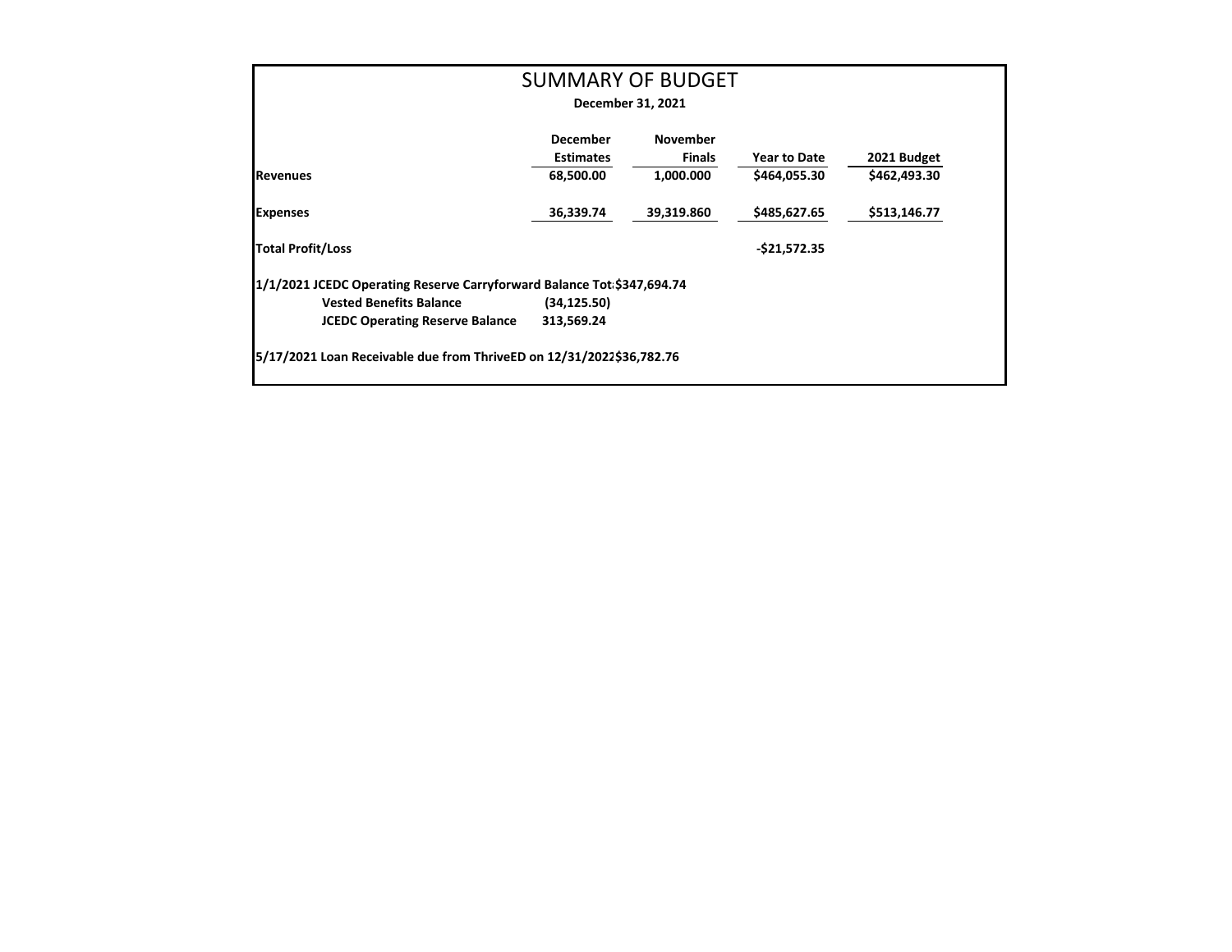# SUMMARY OF BUDGET

**December 31, 2021**

| | December Estimates | November Finals | Year to Date | 2021 Budget |
|---|---|---|---|---|
| **Revenues** | 68,500.00 | 1,000.000 | $464,055.30 | $462,493.30 |
| **Expenses** | 36,339.74 | 39,319.860 | $485,627.65 | $513,146.77 |
| **Total Profit/Loss** | | | -$21,572.35 | |

**1/1/2021 JCEDC Operating Reserve Carryforward Balance Tot $347,694.74**

| | |
|---|---|
| **Vested Benefits Balance** | (34,125.50) |
| **JCEDC Operating Reserve Balance** | 313,569.24 |

**5/17/2021 Loan Receivable due from ThriveED on 12/31/2022 $36,782.76**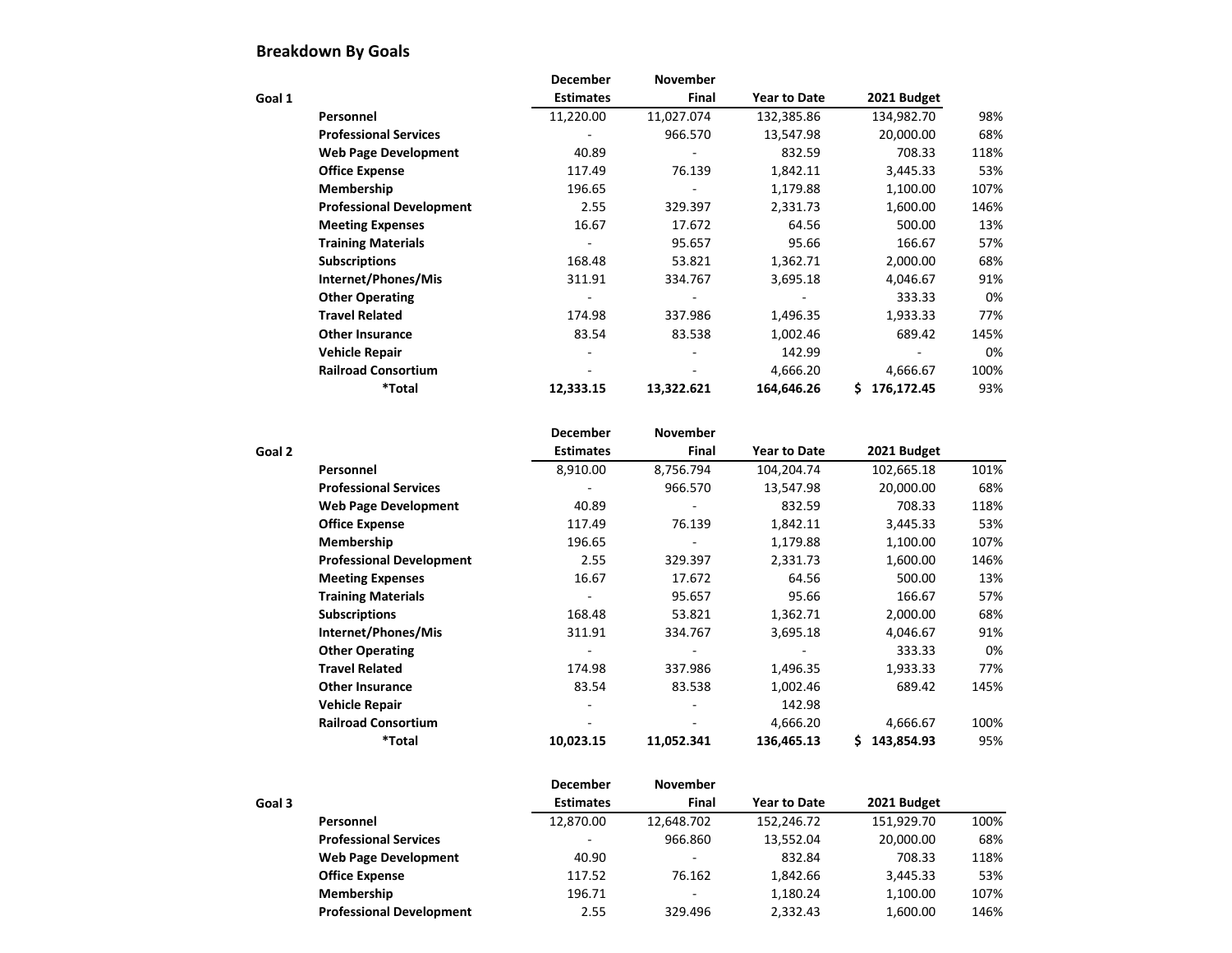## Breakdown By Goals

| Goal 1 | | December Estimates | November Final | Year to Date | 2021 Budget | |
|---|---|---|---|---|---|---|
| | **Personnel** | 11,220.00 | 11,027.074 | 132,385.86 | 134,982.70 | 98% |
| | **Professional Services** | - | 966.570 | 13,547.98 | 20,000.00 | 68% |
| | **Web Page Development** | 40.89 | - | 832.59 | 708.33 | 118% |
| | **Office Expense** | 117.49 | 76.139 | 1,842.11 | 3,445.33 | 53% |
| | **Membership** | 196.65 | - | 1,179.88 | 1,100.00 | 107% |
| | **Professional Development** | 2.55 | 329.397 | 2,331.73 | 1,600.00 | 146% |
| | **Meeting Expenses** | 16.67 | 17.672 | 64.56 | 500.00 | 13% |
| | **Training Materials** | - | 95.657 | 95.66 | 166.67 | 57% |
| | **Subscriptions** | 168.48 | 53.821 | 1,362.71 | 2,000.00 | 68% |
| | **Internet/Phones/Mis** | 311.91 | 334.767 | 3,695.18 | 4,046.67 | 91% |
| | **Other Operating** | - | - | - | 333.33 | 0% |
| | **Travel Related** | 174.98 | 337.986 | 1,496.35 | 1,933.33 | 77% |
| | **Other Insurance** | 83.54 | 83.538 | 1,002.46 | 689.42 | 145% |
| | **Vehicle Repair** | - | - | 142.99 | - | 0% |
| | **Railroad Consortium** | - | - | 4,666.20 | 4,666.67 | 100% |
| | **\*Total** | **12,333.15** | **13,322.621** | **164,646.26** | **$ 176,172.45** | 93% |

| Goal 2 | | December Estimates | November Final | Year to Date | 2021 Budget | |
|---|---|---|---|---|---|---|
| | **Personnel** | 8,910.00 | 8,756.794 | 104,204.74 | 102,665.18 | 101% |
| | **Professional Services** | - | 966.570 | 13,547.98 | 20,000.00 | 68% |
| | **Web Page Development** | 40.89 | - | 832.59 | 708.33 | 118% |
| | **Office Expense** | 117.49 | 76.139 | 1,842.11 | 3,445.33 | 53% |
| | **Membership** | 196.65 | - | 1,179.88 | 1,100.00 | 107% |
| | **Professional Development** | 2.55 | 329.397 | 2,331.73 | 1,600.00 | 146% |
| | **Meeting Expenses** | 16.67 | 17.672 | 64.56 | 500.00 | 13% |
| | **Training Materials** | - | 95.657 | 95.66 | 166.67 | 57% |
| | **Subscriptions** | 168.48 | 53.821 | 1,362.71 | 2,000.00 | 68% |
| | **Internet/Phones/Mis** | 311.91 | 334.767 | 3,695.18 | 4,046.67 | 91% |
| | **Other Operating** | - | - | - | 333.33 | 0% |
| | **Travel Related** | 174.98 | 337.986 | 1,496.35 | 1,933.33 | 77% |
| | **Other Insurance** | 83.54 | 83.538 | 1,002.46 | 689.42 | 145% |
| | **Vehicle Repair** | - | - | 142.98 | | |
| | **Railroad Consortium** | - | - | 4,666.20 | 4,666.67 | 100% |
| | **\*Total** | **10,023.15** | **11,052.341** | **136,465.13** | **$ 143,854.93** | 95% |

| Goal 3 | | December Estimates | November Final | Year to Date | 2021 Budget | |
|---|---|---|---|---|---|---|
| | **Personnel** | 12,870.00 | 12,648.702 | 152,246.72 | 151,929.70 | 100% |
| | **Professional Services** | - | 966.860 | 13,552.04 | 20,000.00 | 68% |
| | **Web Page Development** | 40.90 | - | 832.84 | 708.33 | 118% |
| | **Office Expense** | 117.52 | 76.162 | 1,842.66 | 3,445.33 | 53% |
| | **Membership** | 196.71 | - | 1,180.24 | 1,100.00 | 107% |
| | **Professional Development** | 2.55 | 329.496 | 2,332.43 | 1,600.00 | 146% |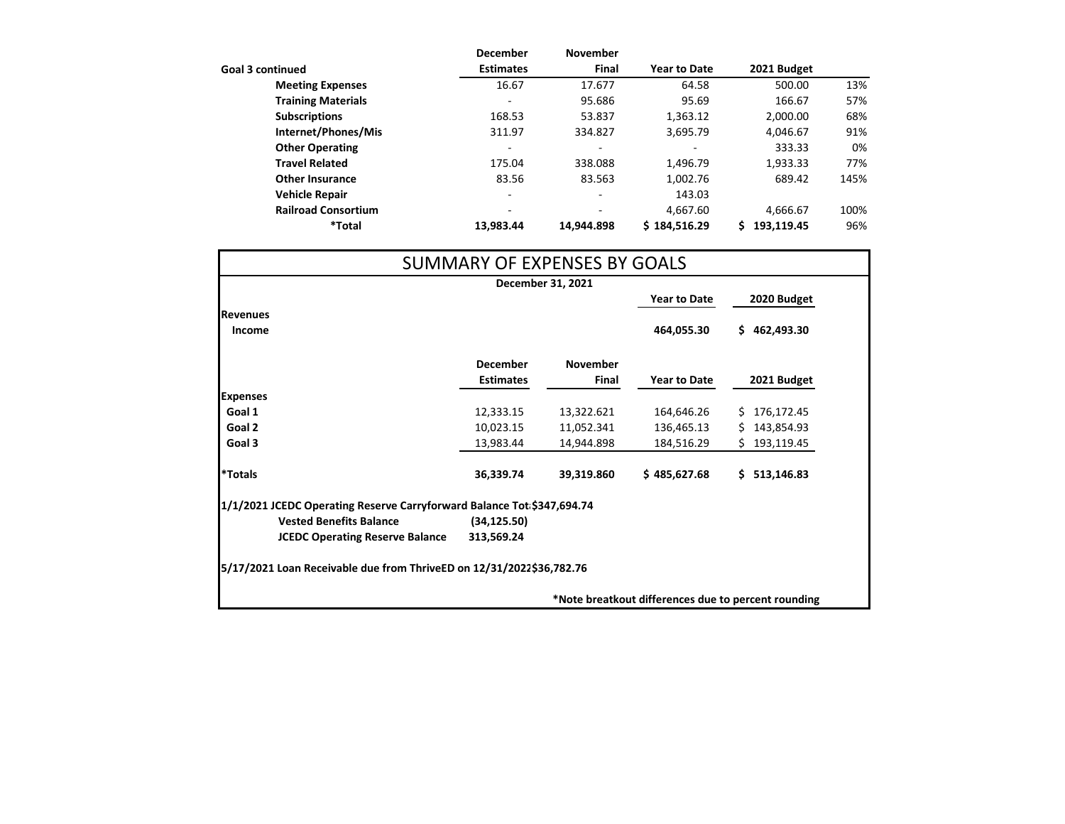| Goal 3 continued | December Estimates | November Final | Year to Date | 2021 Budget | |
|---|---|---|---|---|---|
| **Meeting Expenses** | 16.67 | 17.677 | 64.58 | 500.00 | 13% |
| **Training Materials** | - | 95.686 | 95.69 | 166.67 | 57% |
| **Subscriptions** | 168.53 | 53.837 | 1,363.12 | 2,000.00 | 68% |
| **Internet/Phones/Mis** | 311.97 | 334.827 | 3,695.79 | 4,046.67 | 91% |
| **Other Operating** | - | - | - | 333.33 | 0% |
| **Travel Related** | 175.04 | 338.088 | 1,496.79 | 1,933.33 | 77% |
| **Other Insurance** | 83.56 | 83.563 | 1,002.76 | 689.42 | 145% |
| **Vehicle Repair** | - | - | 143.03 | | |
| **Railroad Consortium** | - | - | 4,667.60 | 4,666.67 | 100% |
| ***Total** | **13,983.44** | **14,944.898** | **$ 184,516.29** | **$ 193,119.45** | 96% |

## SUMMARY OF EXPENSES BY GOALS

**December 31, 2021**

| | | | Year to Date | 2020 Budget |
|---|---|---|---|---|
| **Revenues** | | | | |
| **Income** | | | **464,055.30** | **$ 462,493.30** |

| | December Estimates | November Final | Year to Date | 2021 Budget |
|---|---|---|---|---|
| **Expenses** | | | | |
| **Goal 1** | 12,333.15 | 13,322.621 | 164,646.26 | $ 176,172.45 |
| **Goal 2** | 10,023.15 | 11,052.341 | 136,465.13 | $ 143,854.93 |
| **Goal 3** | 13,983.44 | 14,944.898 | 184,516.29 | $ 193,119.45 |
| ***Totals** | **36,339.74** | **39,319.860** | **$ 485,627.68** | **$ 513,146.83** |

**1/1/2021 JCEDC Operating Reserve Carryforward Balance Tot $347,694.74**

| | |
|---|---|
| **Vested Benefits Balance** | **(34,125.50)** |
| **JCEDC Operating Reserve Balance** | **313,569.24** |

**5/17/2021 Loan Receivable due from ThriveED on 12/31/2022 $36,782.76**

***Note breakout differences due to percent rounding**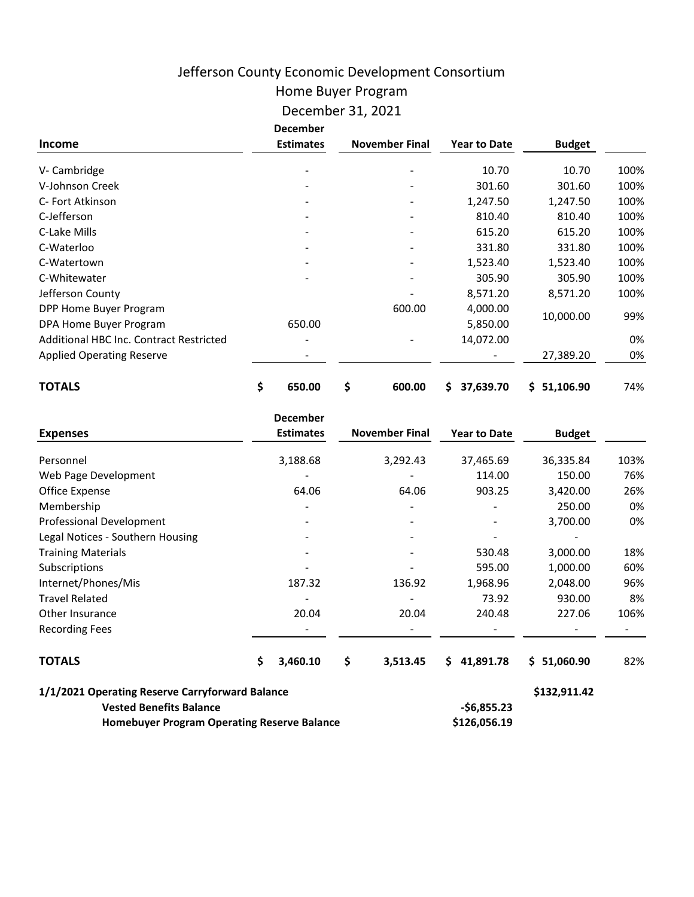# Jefferson County Economic Development Consortium

## Home Buyer Program

## December 31, 2021

| Income | December Estimates | November Final | Year to Date | Budget | |
|---|---|---|---|---|---|
| V- Cambridge | - | - | 10.70 | 10.70 | 100% |
| V-Johnson Creek | - | - | 301.60 | 301.60 | 100% |
| C- Fort Atkinson | - | - | 1,247.50 | 1,247.50 | 100% |
| C-Jefferson | - | - | 810.40 | 810.40 | 100% |
| C-Lake Mills | - | - | 615.20 | 615.20 | 100% |
| C-Waterloo | - | - | 331.80 | 331.80 | 100% |
| C-Watertown | - | - | 1,523.40 | 1,523.40 | 100% |
| C-Whitewater | - | - | 305.90 | 305.90 | 100% |
| Jefferson County | | - | 8,571.20 | 8,571.20 | 100% |
| DPP Home Buyer Program | | 600.00 | 4,000.00 | 10,000.00 | 99% |
| DPA Home Buyer Program | 650.00 | | 5,850.00 | | |
| Additional HBC Inc. Contract Restricted | - | - | 14,072.00 | | 0% |
| Applied Operating Reserve | - | | - | 27,389.20 | 0% |
| **TOTALS** | **$ 650.00** | **$ 600.00** | **$ 37,639.70** | **$ 51,106.90** | 74% |

| Expenses | December Estimates | November Final | Year to Date | Budget | |
|---|---|---|---|---|---|
| Personnel | 3,188.68 | 3,292.43 | 37,465.69 | 36,335.84 | 103% |
| Web Page Development | - | - | 114.00 | 150.00 | 76% |
| Office Expense | 64.06 | 64.06 | 903.25 | 3,420.00 | 26% |
| Membership | - | - | - | 250.00 | 0% |
| Professional Development | - | - | - | 3,700.00 | 0% |
| Legal Notices - Southern Housing | - | - | - | - | |
| Training Materials | - | - | 530.48 | 3,000.00 | 18% |
| Subscriptions | - | - | 595.00 | 1,000.00 | 60% |
| Internet/Phones/Mis | 187.32 | 136.92 | 1,968.96 | 2,048.00 | 96% |
| Travel Related | - | - | 73.92 | 930.00 | 8% |
| Other Insurance | 20.04 | 20.04 | 240.48 | 227.06 | 106% |
| Recording Fees | - | - | - | - | - |
| **TOTALS** | **$ 3,460.10** | **$ 3,513.45** | **$ 41,891.78** | **$ 51,060.90** | 82% |

| | | |
|---|---|---|
| **1/1/2021 Operating Reserve Carryforward Balance** | | **$132,911.42** |
| **Vested Benefits Balance** | **-$6,855.23** | |
| **Homebuyer Program Operating Reserve Balance** | **$126,056.19** | |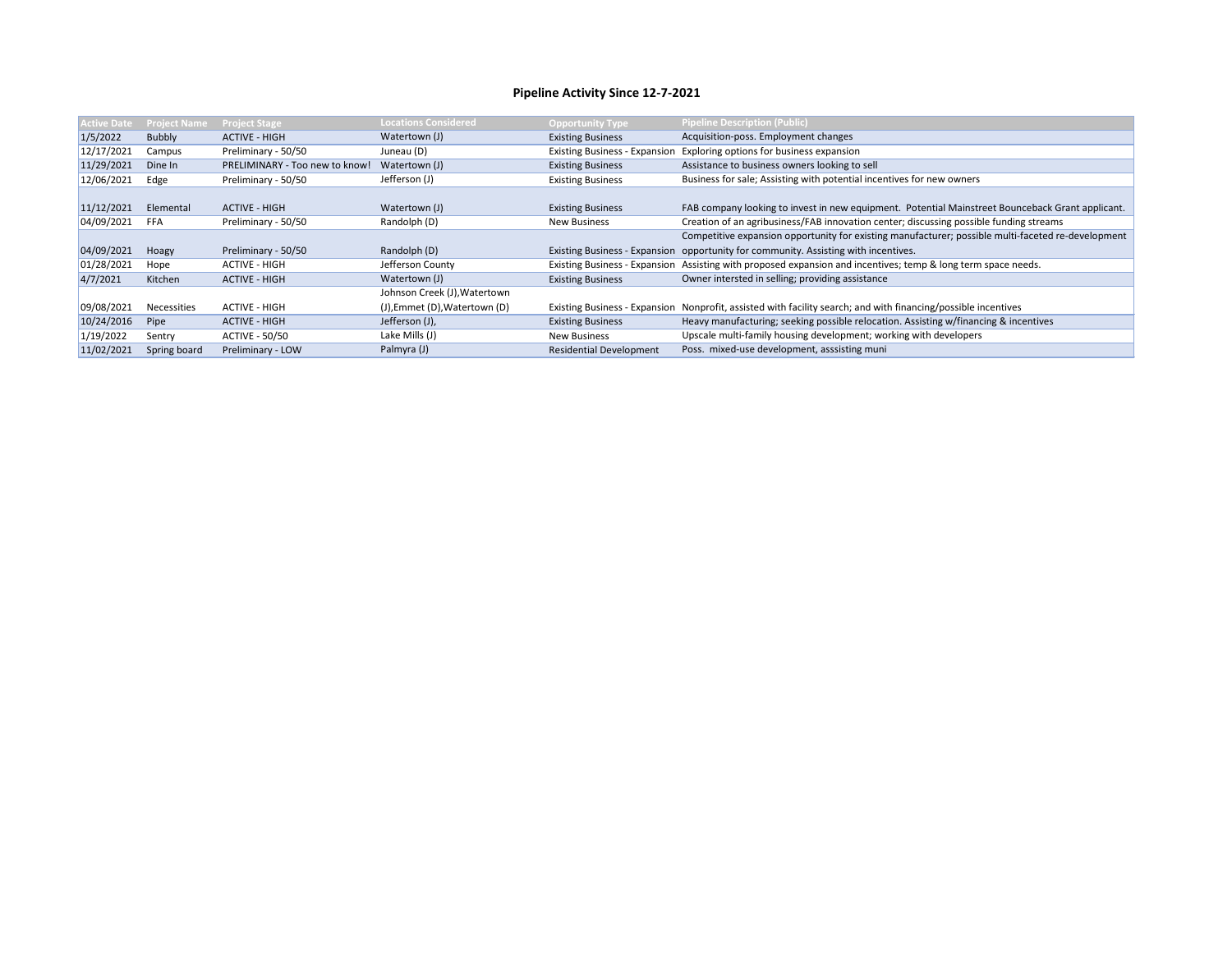# Pipeline Activity Since 12-7-2021

| Active Date | Project Name | Project Stage | Locations Considered | Opportunity Type | Pipeline Description (Public) |
|---|---|---|---|---|---|
| 1/5/2022 | Bubbly | ACTIVE - HIGH | Watertown (J) | Existing Business | Acquisition-poss. Employment changes |
| 12/17/2021 | Campus | Preliminary - 50/50 | Juneau (D) | Existing Business - Expansion | Exploring options for business expansion |
| 11/29/2021 | Dine In | PRELIMINARY - Too new to know! | Watertown (J) | Existing Business | Assistance to business owners looking to sell |
| 12/06/2021 | Edge | Preliminary - 50/50 | Jefferson (J) | Existing Business | Business for sale; Assisting with potential incentives for new owners |
| 11/12/2021 | Elemental | ACTIVE - HIGH | Watertown (J) | Existing Business | FAB company looking to invest in new equipment. Potential Mainstreet Bounceback Grant applicant. |
| 04/09/2021 | FFA | Preliminary - 50/50 | Randolph (D) | New Business | Creation of an agribusiness/FAB innovation center; discussing possible funding streams |
| 04/09/2021 | Hoagy | Preliminary - 50/50 | Randolph (D) | Existing Business - Expansion | Competitive expansion opportunity for existing manufacturer; possible multi-faceted re-development opportunity for community. Assisting with incentives. |
| 01/28/2021 | Hope | ACTIVE - HIGH | Jefferson County | Existing Business - Expansion | Assisting with proposed expansion and incentives; temp & long term space needs. |
| 4/7/2021 | Kitchen | ACTIVE - HIGH | Watertown (J) | Existing Business | Owner intersted in selling; providing assistance |
| 09/08/2021 | Necessities | ACTIVE - HIGH | Johnson Creek (J),Watertown (J),Emmet (D),Watertown (D) | Existing Business - Expansion | Nonprofit, assisted with facility search; and with financing/possible incentives |
| 10/24/2016 | Pipe | ACTIVE - HIGH | Jefferson (J), | Existing Business | Heavy manufacturing; seeking possible relocation. Assisting w/financing & incentives |
| 1/19/2022 | Sentry | ACTIVE - 50/50 | Lake Mills (J) | New Business | Upscale multi-family housing development; working with developers |
| 11/02/2021 | Spring board | Preliminary - LOW | Palmyra (J) | Residential Development | Poss. mixed-use development, asssisting muni |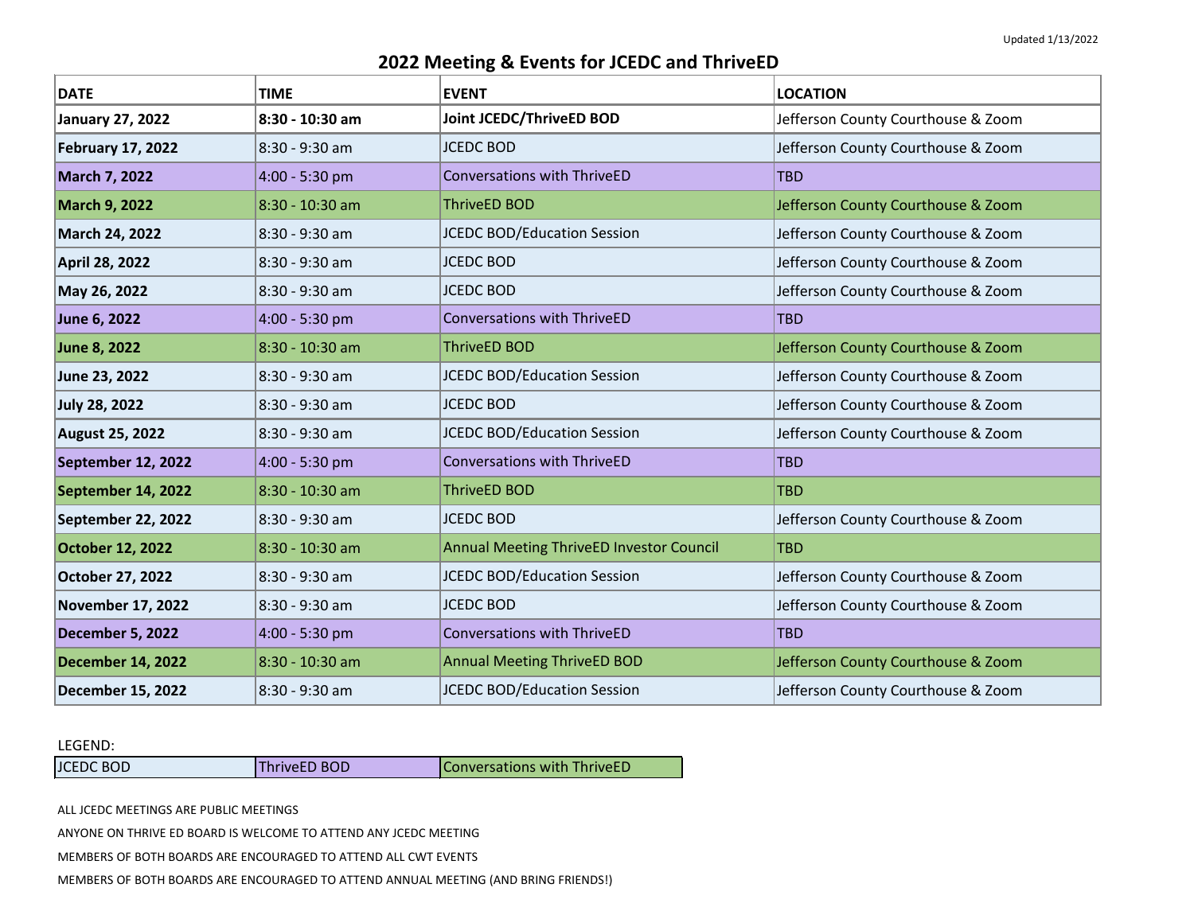Updated 1/13/2022

# 2022 Meeting & Events for JCEDC and ThriveED

| DATE | TIME | EVENT | LOCATION |
|---|---|---|---|
| **January 27, 2022** | **8:30 - 10:30 am** | **Joint JCEDC/ThriveED BOD** | Jefferson County Courthouse & Zoom |
| **February 17, 2022** | 8:30 - 9:30 am | JCEDC BOD | Jefferson County Courthouse & Zoom |
| **March 7, 2022** | 4:00 - 5:30 pm | Conversations with ThriveED | TBD |
| **March 9, 2022** | 8:30 - 10:30 am | ThriveED BOD | Jefferson County Courthouse & Zoom |
| **March 24, 2022** | 8:30 - 9:30 am | JCEDC BOD/Education Session | Jefferson County Courthouse & Zoom |
| **April 28, 2022** | 8:30 - 9:30 am | JCEDC BOD | Jefferson County Courthouse & Zoom |
| **May 26, 2022** | 8:30 - 9:30 am | JCEDC BOD | Jefferson County Courthouse & Zoom |
| **June 6, 2022** | 4:00 - 5:30 pm | Conversations with ThriveED | TBD |
| **June 8, 2022** | 8:30 - 10:30 am | ThriveED BOD | Jefferson County Courthouse & Zoom |
| **June 23, 2022** | 8:30 - 9:30 am | JCEDC BOD/Education Session | Jefferson County Courthouse & Zoom |
| **July 28, 2022** | 8:30 - 9:30 am | JCEDC BOD | Jefferson County Courthouse & Zoom |
| **August 25, 2022** | 8:30 - 9:30 am | JCEDC BOD/Education Session | Jefferson County Courthouse & Zoom |
| **September 12, 2022** | 4:00 - 5:30 pm | Conversations with ThriveED | TBD |
| **September 14, 2022** | 8:30 - 10:30 am | ThriveED BOD | TBD |
| **September 22, 2022** | 8:30 - 9:30 am | JCEDC BOD | Jefferson County Courthouse & Zoom |
| **October 12, 2022** | 8:30 - 10:30 am | Annual Meeting ThriveED Investor Council | TBD |
| **October 27, 2022** | 8:30 - 9:30 am | JCEDC BOD/Education Session | Jefferson County Courthouse & Zoom |
| **November 17, 2022** | 8:30 - 9:30 am | JCEDC BOD | Jefferson County Courthouse & Zoom |
| **December 5, 2022** | 4:00 - 5:30 pm | Conversations with ThriveED | TBD |
| **December 14, 2022** | 8:30 - 10:30 am | Annual Meeting ThriveED BOD | Jefferson County Courthouse & Zoom |
| **December 15, 2022** | 8:30 - 9:30 am | JCEDC BOD/Education Session | Jefferson County Courthouse & Zoom |

LEGEND:

| | | |
|---|---|---|
| JCEDC BOD | ThriveED BOD | Conversations with ThriveED |

ALL JCEDC MEETINGS ARE PUBLIC MEETINGS

ANYONE ON THRIVE ED BOARD IS WELCOME TO ATTEND ANY JCEDC MEETING

MEMBERS OF BOTH BOARDS ARE ENCOURAGED TO ATTEND ALL CWT EVENTS

MEMBERS OF BOTH BOARDS ARE ENCOURAGED TO ATTEND ANNUAL MEETING (AND BRING FRIENDS!)